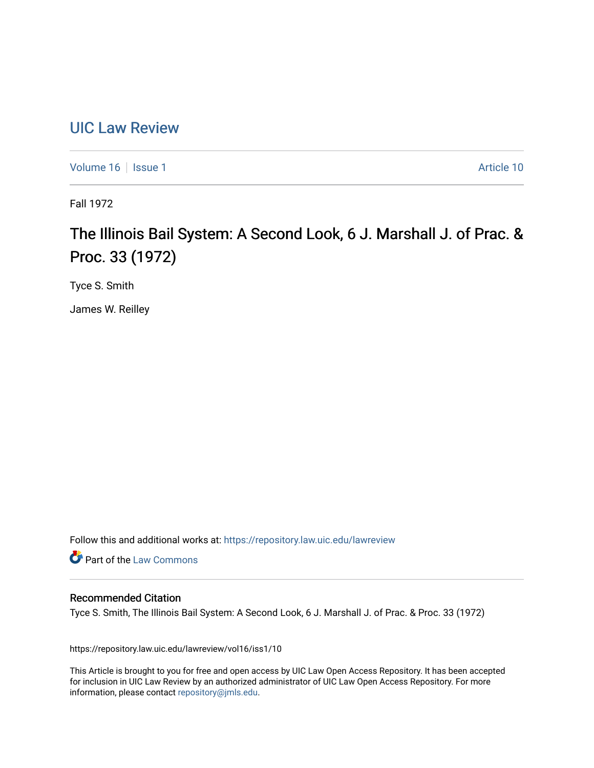# UIC Law Review

Volume 16 | Issue 1 | Article 10

Fall 1972

## The Illinois Bail System: A Second Look, 6 J. Marshall J. of Prac. & Proc. 33 (1972)

Tyce S. Smith

James W. Reilley

Follow this and additional works at: https://repository.law.uic.edu/lawreview

Part of the Law Commons

### Recommended Citation

Tyce S. Smith, The Illinois Bail System: A Second Look, 6 J. Marshall J. of Prac. & Proc. 33 (1972)

https://repository.law.uic.edu/lawreview/vol16/iss1/10

This Article is brought to you for free and open access by UIC Law Open Access Repository. It has been accepted for inclusion in UIC Law Review by an authorized administrator of UIC Law Open Access Repository. For more information, please contact repository@jmls.edu.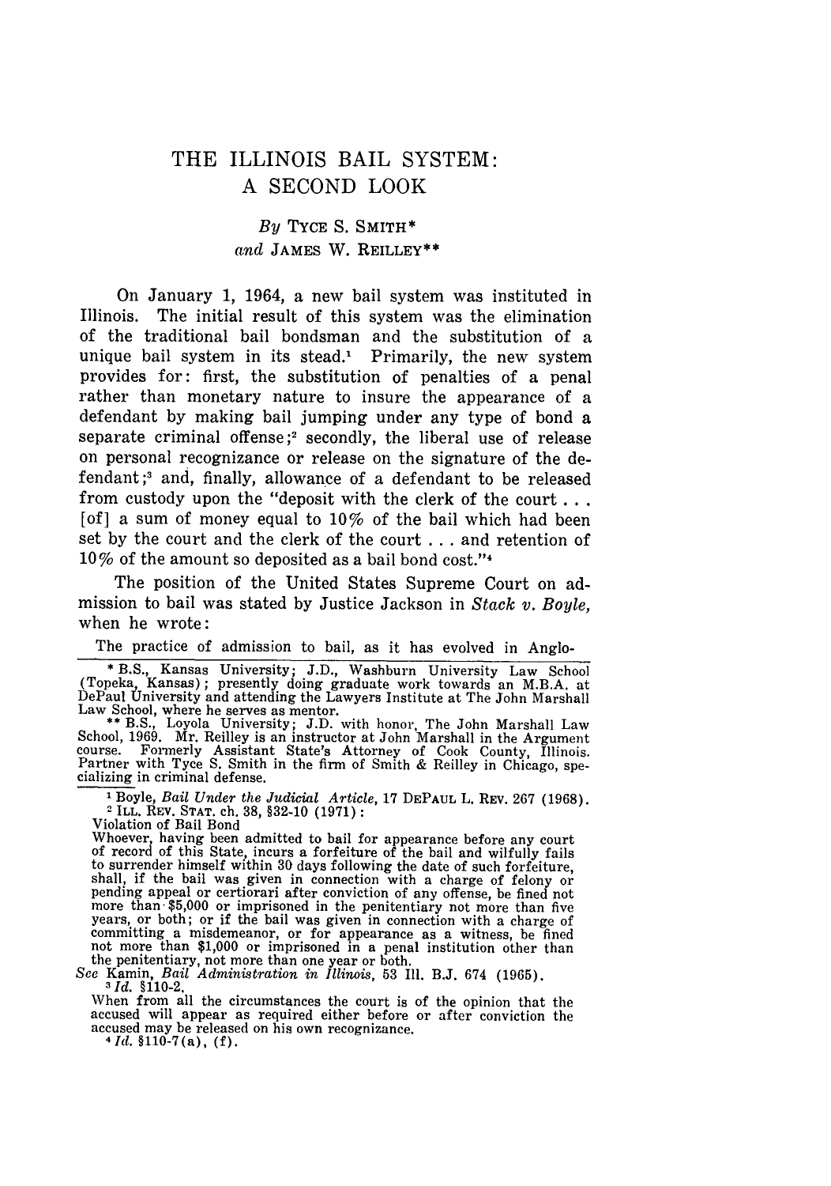# THE ILLINOIS BAIL SYSTEM: A SECOND LOOK

*By* TYCE S. SMITH\*
*and* JAMES W. REILLEY\*\*

On January 1, 1964, a new bail system was instituted in Illinois. The initial result of this system was the elimination of the traditional bail bondsman and the substitution of a unique bail system in its stead.[1] Primarily, the new system provides for: first, the substitution of penalties of a penal rather than monetary nature to insure the appearance of a defendant by making bail jumping under any type of bond a separate criminal offense;[2] secondly, the liberal use of release on personal recognizance or release on the signature of the defendant;[3] and, finally, allowance of a defendant to be released from custody upon the "deposit with the clerk of the court . . . [of] a sum of money equal to 10% of the bail which had been set by the court and the clerk of the court . . . and retention of 10% of the amount so deposited as a bail bond cost."[4]

The position of the United States Supreme Court on admission to bail was stated by Justice Jackson in *Stack v. Boyle,* when he wrote:

The practice of admission to bail, as it has evolved in Anglo-

---

\* B.S., Kansas University; J.D., Washburn University Law School (Topeka, Kansas); presently doing graduate work towards an M.B.A. at DePaul University and attending the Lawyers Institute at The John Marshall Law School, where he serves as mentor.

\*\* B.S., Loyola University; J.D. with honor, The John Marshall Law School, 1969. Mr. Reilley is an instructor at John Marshall in the Argument course. Formerly Assistant State's Attorney of Cook County, Illinois. Partner with Tyce S. Smith in the firm of Smith & Reilley in Chicago, specializing in criminal defense.

[1] Boyle, *Bail Under the Judicial Article,* 17 DEPAUL L. REV. 267 (1968).

[2] ILL. REV. STAT. ch. 38, §32-10 (1971):

Violation of Bail Bond

Whoever, having been admitted to bail for appearance before any court of record of this State, incurs a forfeiture of the bail and wilfully fails to surrender himself within 30 days following the date of such forfeiture, shall, if the bail was given in connection with a charge of felony or pending appeal or certiorari after conviction of any offense, be fined not more than $5,000 or imprisoned in the penitentiary not more than five years, or both; or if the bail was given in connection with a charge of committing a misdemeanor, or for appearance as a witness, be fined not more than $1,000 or imprisoned in a penal institution other than the penitentiary, not more than one year or both.

*See* Kamin, *Bail Administration in Illinois,* 53 Ill. B.J. 674 (1965).

[3] *Id.* §110-2.

When from all the circumstances the court is of the opinion that the accused will appear as required either before or after conviction the accused may be released on his own recognizance.

[4] *Id.* §110-7(a), (f).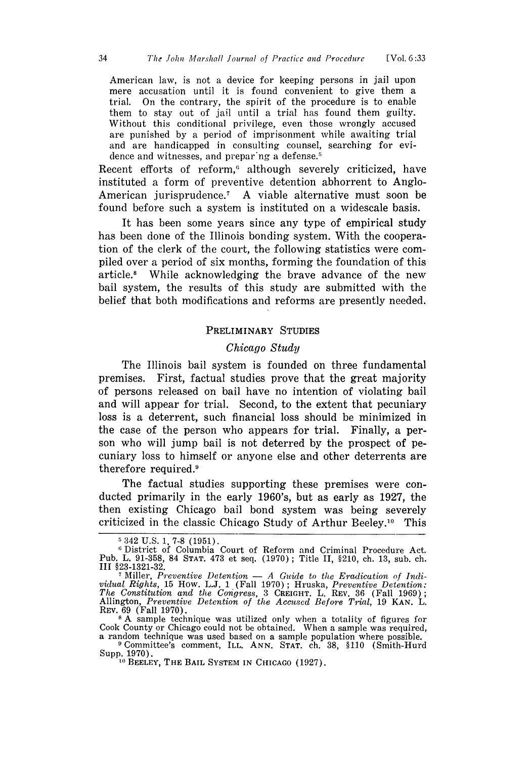American law, is not a device for keeping persons in jail upon mere accusation until it is found convenient to give them a trial. On the contrary, the spirit of the procedure is to enable them to stay out of jail until a trial has found them guilty. Without this conditional privilege, even those wrongly accused are punished by a period of imprisonment while awaiting trial and are handicapped in consulting counsel, searching for evidence and witnesses, and prepar'ng a defense.[5]

Recent efforts of reform,[6] although severely criticized, have instituted a form of preventive detention abhorrent to Anglo-American jurisprudence.[7] A viable alternative must soon be found before such a system is instituted on a widescale basis.

It has been some years since any type of empirical study has been done of the Illinois bonding system. With the cooperation of the clerk of the court, the following statistics were compiled over a period of six months, forming the foundation of this article.[8] While acknowledging the brave advance of the new bail system, the results of this study are submitted with the belief that both modifications and reforms are presently needed.

## PRELIMINARY STUDIES

### *Chicago Study*

The Illinois bail system is founded on three fundamental premises. First, factual studies prove that the great majority of persons released on bail have no intention of violating bail and will appear for trial. Second, to the extent that pecuniary loss is a deterrent, such financial loss should be minimized in the case of the person who appears for trial. Finally, a person who will jump bail is not deterred by the prospect of pecuniary loss to himself or anyone else and other deterrents are therefore required.[9]

The factual studies supporting these premises were conducted primarily in the early 1960's, but as early as 1927, the then existing Chicago bail bond system was being severely criticized in the classic Chicago Study of Arthur Beeley.[10] This

---

[5] 342 U.S. 1, 7-8 (1951).

[6] District of Columbia Court of Reform and Criminal Procedure Act. Pub. L. 91-358, 84 STAT. 473 et seq. (1970); Title II, §210, ch. 13, sub. ch. III §23-1321-32.

[7] Miller, *Preventive Detention — A Guide to the Eradication of Individual Rights*, 15 HOW. L.J. 1 (Fall 1970); Hruska, *Preventive Detention: The Constitution and the Congress*, 3 CREIGHT. L. REV. 36 (Fall 1969); Allington, *Preventive Detention of the Accused Before Trial*, 19 KAN. L. REV. 69 (Fall 1970).

[8] A sample technique was utilized only when a totality of figures for Cook County or Chicago could not be obtained. When a sample was required, a random technique was used based on a sample population where possible.

[9] Committee's comment, ILL. ANN. STAT. ch. 38, §110 (Smith-Hurd Supp. 1970).

[10] BEELEY, THE BAIL SYSTEM IN CHICAGO (1927).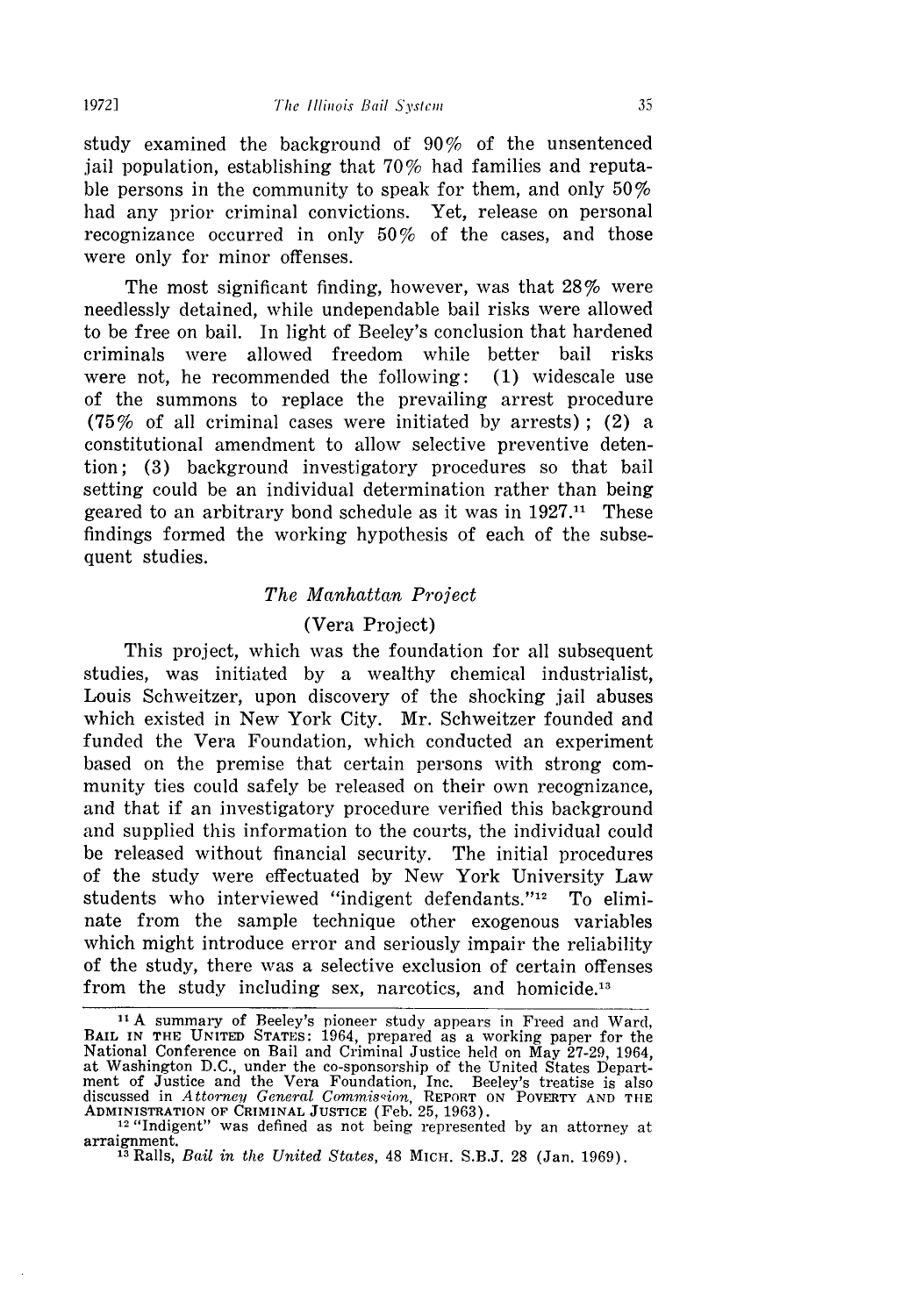study examined the background of 90% of the unsentenced jail population, establishing that 70% had families and reputable persons in the community to speak for them, and only 50% had any prior criminal convictions. Yet, release on personal recognizance occurred in only 50% of the cases, and those were only for minor offenses.

The most significant finding, however, was that 28% were needlessly detained, while undependable bail risks were allowed to be free on bail. In light of Beeley's conclusion that hardened criminals were allowed freedom while better bail risks were not, he recommended the following: (1) widescale use of the summons to replace the prevailing arrest procedure (75% of all criminal cases were initiated by arrests); (2) a constitutional amendment to allow selective preventive detention; (3) background investigatory procedures so that bail setting could be an individual determination rather than being geared to an arbitrary bond schedule as it was in 1927.[11] These findings formed the working hypothesis of each of the subsequent studies.

### *The Manhattan Project*

### (Vera Project)

This project, which was the foundation for all subsequent studies, was initiated by a wealthy chemical industrialist, Louis Schweitzer, upon discovery of the shocking jail abuses which existed in New York City. Mr. Schweitzer founded and funded the Vera Foundation, which conducted an experiment based on the premise that certain persons with strong community ties could safely be released on their own recognizance, and that if an investigatory procedure verified this background and supplied this information to the courts, the individual could be released without financial security. The initial procedures of the study were effectuated by New York University Law students who interviewed "indigent defendants."[12] To eliminate from the sample technique other exogenous variables which might introduce error and seriously impair the reliability of the study, there was a selective exclusion of certain offenses from the study including sex, narcotics, and homicide.[13]

---

[11] A summary of Beeley's pioneer study appears in Freed and Ward, BAIL IN THE UNITED STATES: 1964, prepared as a working paper for the National Conference on Bail and Criminal Justice held on May 27-29, 1964, at Washington D.C., under the co-sponsorship of the United States Department of Justice and the Vera Foundation, Inc. Beeley's treatise is also discussed in *Attorney General Commission*, REPORT ON POVERTY AND THE ADMINISTRATION OF CRIMINAL JUSTICE (Feb. 25, 1963).

[12] "Indigent" was defined as not being represented by an attorney at arraignment.

[13] Ralls, *Bail in the United States*, 48 MICH. S.B.J. 28 (Jan. 1969).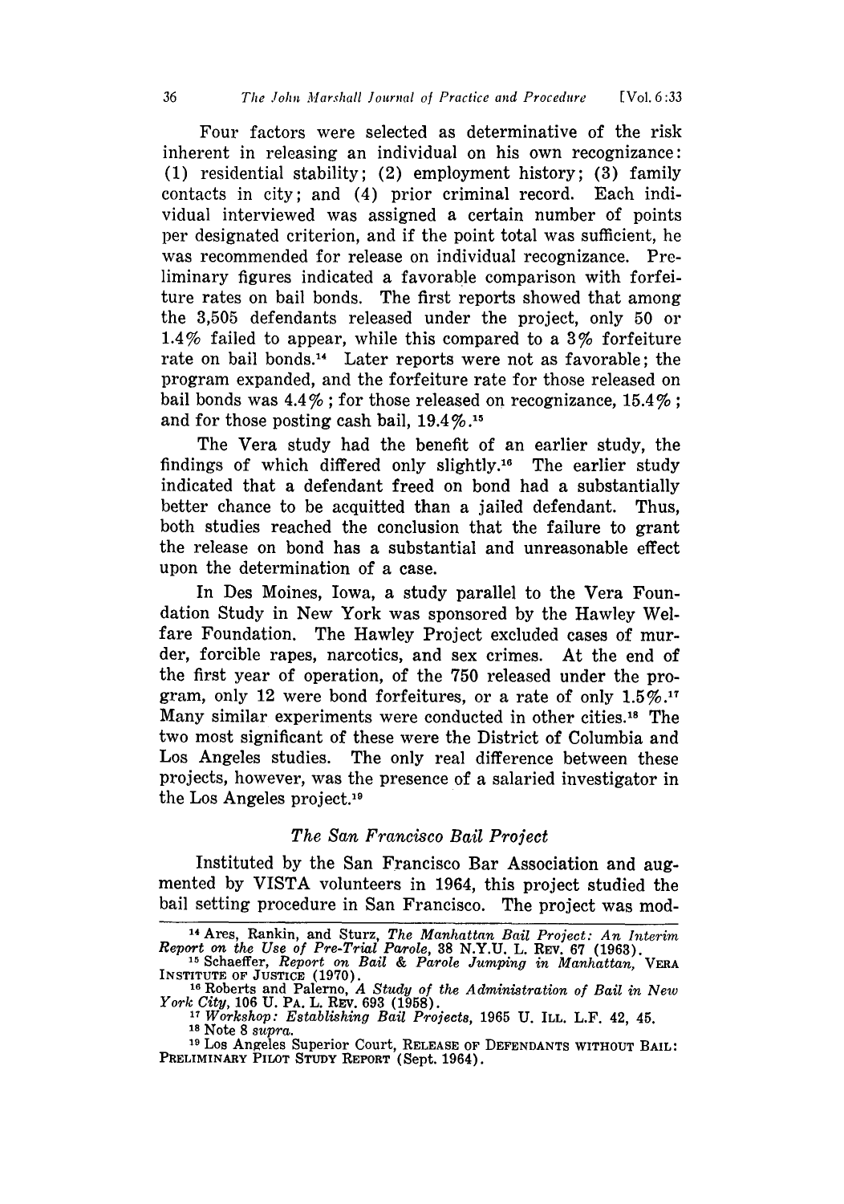Four factors were selected as determinative of the risk inherent in releasing an individual on his own recognizance: (1) residential stability; (2) employment history; (3) family contacts in city; and (4) prior criminal record. Each individual interviewed was assigned a certain number of points per designated criterion, and if the point total was sufficient, he was recommended for release on individual recognizance. Preliminary figures indicated a favorable comparison with forfeiture rates on bail bonds. The first reports showed that among the 3,505 defendants released under the project, only 50 or 1.4% failed to appear, while this compared to a 3% forfeiture rate on bail bonds.[14] Later reports were not as favorable; the program expanded, and the forfeiture rate for those released on bail bonds was 4.4%; for those released on recognizance, 15.4%; and for those posting cash bail, 19.4%.[15]

The Vera study had the benefit of an earlier study, the findings of which differed only slightly.[16] The earlier study indicated that a defendant freed on bond had a substantially better chance to be acquitted than a jailed defendant. Thus, both studies reached the conclusion that the failure to grant the release on bond has a substantial and unreasonable effect upon the determination of a case.

In Des Moines, Iowa, a study parallel to the Vera Foundation Study in New York was sponsored by the Hawley Welfare Foundation. The Hawley Project excluded cases of murder, forcible rapes, narcotics, and sex crimes. At the end of the first year of operation, of the 750 released under the program, only 12 were bond forfeitures, or a rate of only 1.5%.[17] Many similar experiments were conducted in other cities.[18] The two most significant of these were the District of Columbia and Los Angeles studies. The only real difference between these projects, however, was the presence of a salaried investigator in the Los Angeles project.[19]

### *The San Francisco Bail Project*

Instituted by the San Francisco Bar Association and augmented by VISTA volunteers in 1964, this project studied the bail setting procedure in San Francisco. The project was mod-

---

[14] Ares, Rankin, and Sturz, *The Manhattan Bail Project: An Interim Report on the Use of Pre-Trial Parole*, 38 N.Y.U. L. REV. 67 (1963).

[15] Schaeffer, *Report on Bail & Parole Jumping in Manhattan*, VERA INSTITUTE OF JUSTICE (1970).

[16] Roberts and Palerno, *A Study of the Administration of Bail in New York City*, 106 U. PA. L. REV. 693 (1958).

[17] *Workshop: Establishing Bail Projects*, 1965 U. ILL. L.F. 42, 45.

[18] Note 8 *supra*.

[19] Los Angeles Superior Court, RELEASE OF DEFENDANTS WITHOUT BAIL: PRELIMINARY PILOT STUDY REPORT (Sept. 1964).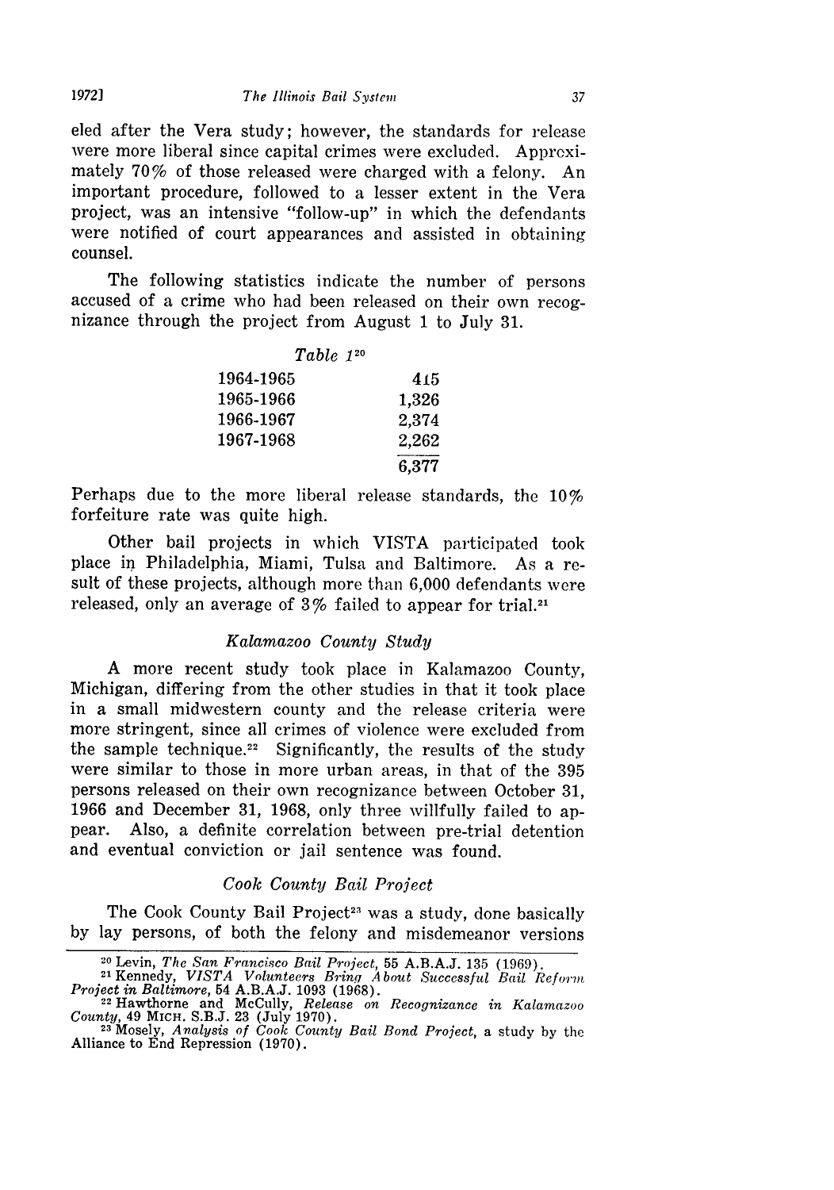eled after the Vera study; however, the standards for release were more liberal since capital crimes were excluded. Approximately 70% of those released were charged with a felony. An important procedure, followed to a lesser extent in the Vera project, was an intensive "follow-up" in which the defendants were notified of court appearances and assisted in obtaining counsel.

The following statistics indicate the number of persons accused of a crime who had been released on their own recognizance through the project from August 1 to July 31.

*Table 1*[20]

| | |
|---|---|
| 1964-1965 | 415 |
| 1965-1966 | 1,326 |
| 1966-1967 | 2,374 |
| 1967-1968 | 2,262 |
| | 6,377 |

Perhaps due to the more liberal release standards, the 10% forfeiture rate was quite high.

Other bail projects in which VISTA participated took place in Philadelphia, Miami, Tulsa and Baltimore. As a result of these projects, although more than 6,000 defendants were released, only an average of 3% failed to appear for trial.[21]

### *Kalamazoo County Study*

A more recent study took place in Kalamazoo County, Michigan, differing from the other studies in that it took place in a small midwestern county and the release criteria were more stringent, since all crimes of violence were excluded from the sample technique.[22] Significantly, the results of the study were similar to those in more urban areas, in that of the 395 persons released on their own recognizance between October 31, 1966 and December 31, 1968, only three willfully failed to appear. Also, a definite correlation between pre-trial detention and eventual conviction or jail sentence was found.

### *Cook County Bail Project*

The Cook County Bail Project[23] was a study, done basically by lay persons, of both the felony and misdemeanor versions

---

[20] Levin, *The San Francisco Bail Project*, 55 A.B.A.J. 135 (1969).

[21] Kennedy, *VISTA Volunteers Bring About Successful Bail Reform Project in Baltimore*, 54 A.B.A.J. 1093 (1968).

[22] Hawthorne and McCully, *Release on Recognizance in Kalamazoo County*, 49 MICH. S.B.J. 23 (July 1970).

[23] Mosely, *Analysis of Cook County Bail Bond Project*, a study by the Alliance to End Repression (1970).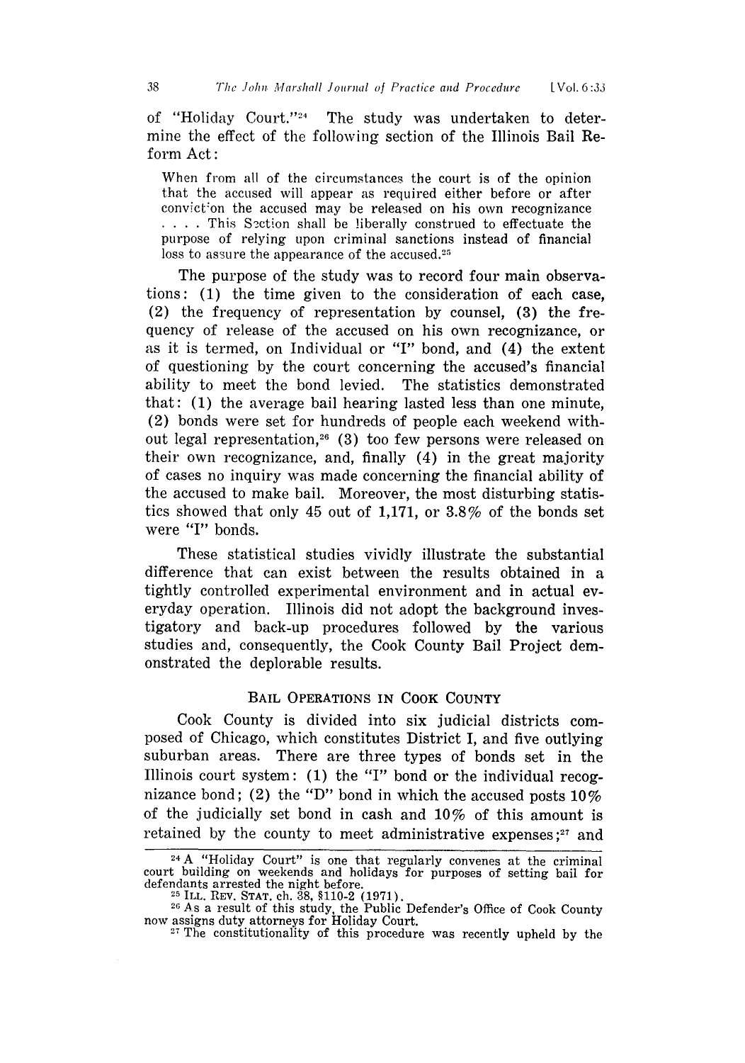of "Holiday Court."[24] The study was undertaken to determine the effect of the following section of the Illinois Bail Reform Act:

> When from all of the circumstances the court is of the opinion that the accused will appear as required either before or after conviction the accused may be released on his own recognizance . . . . This Section shall be liberally construed to effectuate the purpose of relying upon criminal sanctions instead of financial loss to assure the appearance of the accused.[25]

The purpose of the study was to record four main observations: (1) the time given to the consideration of each case, (2) the frequency of representation by counsel, (3) the frequency of release of the accused on his own recognizance, or as it is termed, on Individual or "I" bond, and (4) the extent of questioning by the court concerning the accused's financial ability to meet the bond levied. The statistics demonstrated that: (1) the average bail hearing lasted less than one minute, (2) bonds were set for hundreds of people each weekend without legal representation,[26] (3) too few persons were released on their own recognizance, and, finally (4) in the great majority of cases no inquiry was made concerning the financial ability of the accused to make bail. Moreover, the most disturbing statistics showed that only 45 out of 1,171, or 3.8% of the bonds set were "I" bonds.

These statistical studies vividly illustrate the substantial difference that can exist between the results obtained in a tightly controlled experimental environment and in actual everyday operation. Illinois did not adopt the background investigatory and back-up procedures followed by the various studies and, consequently, the Cook County Bail Project demonstrated the deplorable results.

## BAIL OPERATIONS IN COOK COUNTY

Cook County is divided into six judicial districts composed of Chicago, which constitutes District I, and five outlying suburban areas. There are three types of bonds set in the Illinois court system: (1) the "I" bond or the individual recognizance bond; (2) the "D" bond in which the accused posts 10% of the judicially set bond in cash and 10% of this amount is retained by the county to meet administrative expenses;[27] and

---

[24] A "Holiday Court" is one that regularly convenes at the criminal court building on weekends and holidays for purposes of setting bail for defendants arrested the night before.

[25] ILL. REV. STAT. ch. 38, §110-2 (1971).

[26] As a result of this study, the Public Defender's Office of Cook County now assigns duty attorneys for Holiday Court.

[27] The constitutionality of this procedure was recently upheld by the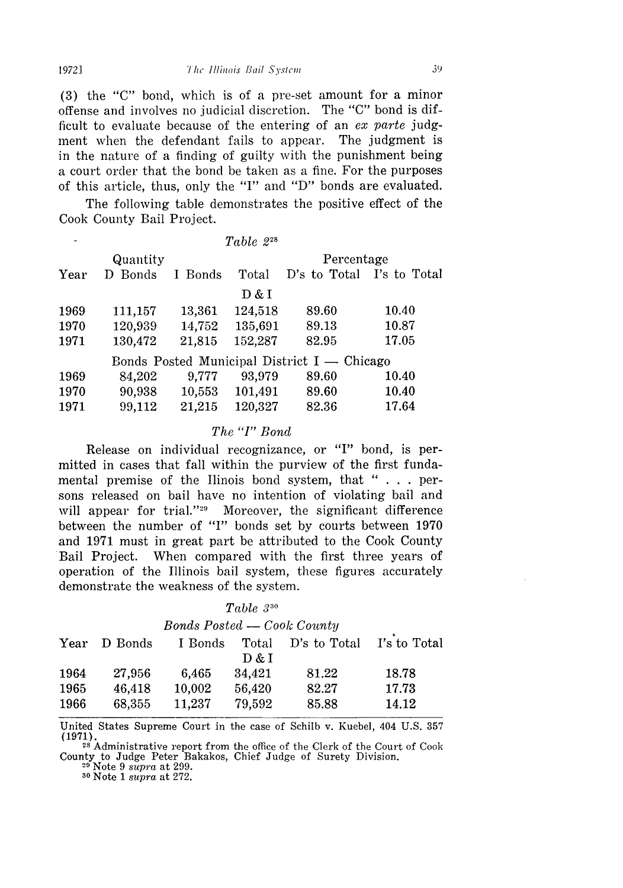(3) the "C" bond, which is of a pre-set amount for a minor offense and involves no judicial discretion. The "C" bond is difficult to evaluate because of the entering of an *ex parte* judgment when the defendant fails to appear. The judgment is in the nature of a finding of guilty with the punishment being a court order that the bond be taken as a fine. For the purposes of this article, thus, only the "I" and "D" bonds are evaluated.

The following table demonstrates the positive effect of the Cook County Bail Project.

*Table 2*[28]

| | Quantity | | | Percentage | |
|---|---|---|---|---|---|
| Year | D Bonds | I Bonds | Total D & I | D's to Total | I's to Total |
| 1969 | 111,157 | 13,361 | 124,518 | 89.60 | 10.40 |
| 1970 | 120,939 | 14,752 | 135,691 | 89.13 | 10.87 |
| 1971 | 130,472 | 21,815 | 152,287 | 82.95 | 17.05 |
| | Bonds Posted Municipal District I — Chicago | | | | |
| 1969 | 84,202 | 9,777 | 93,979 | 89.60 | 10.40 |
| 1970 | 90,938 | 10,553 | 101,491 | 89.60 | 10.40 |
| 1971 | 99,112 | 21,215 | 120,327 | 82.36 | 17.64 |

### *The "I" Bond*

Release on individual recognizance, or "I" bond, is permitted in cases that fall within the purview of the first fundamental premise of the Ilinois bond system, that " . . . persons released on bail have no intention of violating bail and will appear for trial."[29] Moreover, the significant difference between the number of "I" bonds set by courts between 1970 and 1971 must in great part be attributed to the Cook County Bail Project. When compared with the first three years of operation of the Illinois bail system, these figures accurately demonstrate the weakness of the system.

*Table 3*[30]

*Bonds Posted — Cook County*

| Year | D Bonds | I Bonds | Total D & I | D's to Total | I's to Total |
|---|---|---|---|---|---|
| 1964 | 27,956 | 6,465 | 34,421 | 81.22 | 18.78 |
| 1965 | 46,418 | 10,002 | 56,420 | 82.27 | 17.73 |
| 1966 | 68,355 | 11,237 | 79,592 | 85.88 | 14.12 |

United States Supreme Court in the case of Schilb v. Kuebel, 404 U.S. 357 (1971).

[28] Administrative report from the office of the Clerk of the Court of Cook County to Judge Peter Bakakos, Chief Judge of Surety Division.

[29] Note 9 *supra* at 299.

[30] Note 1 *supra* at 272.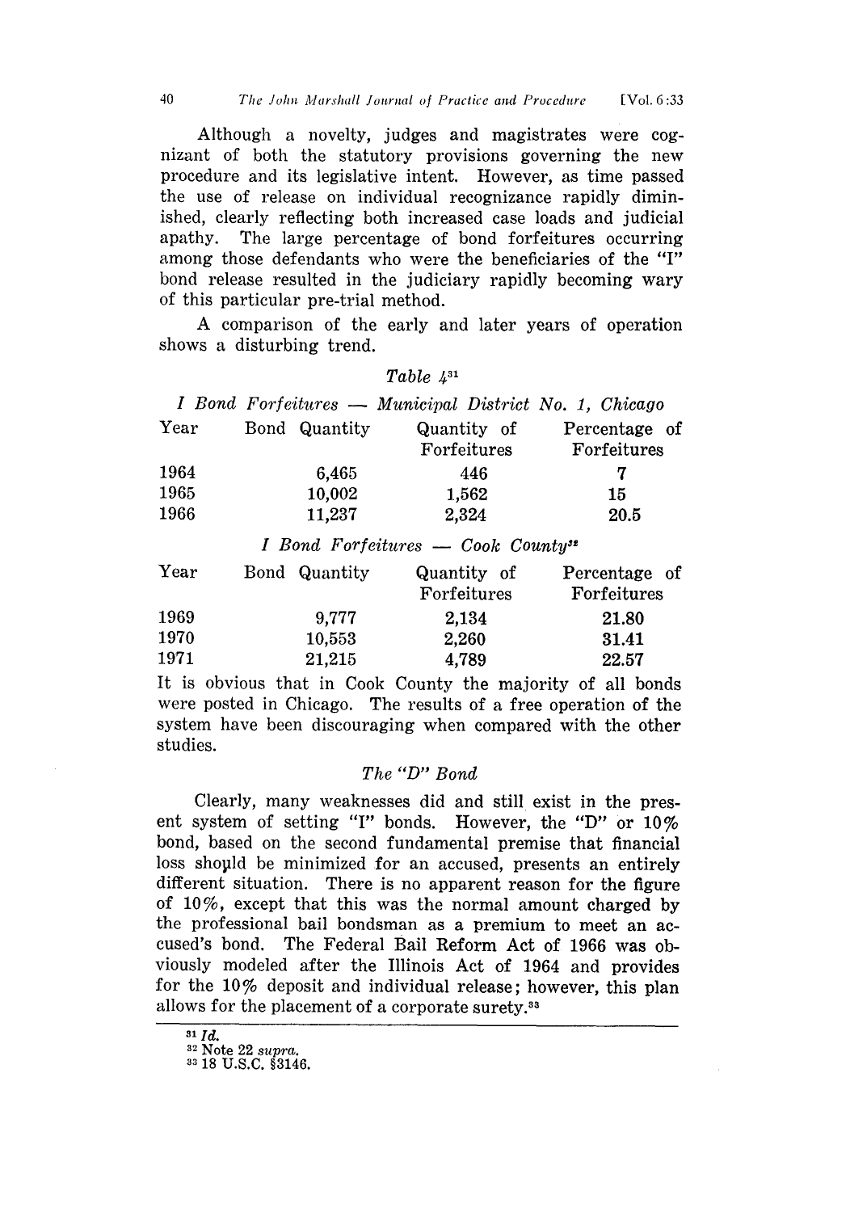Although a novelty, judges and magistrates were cognizant of both the statutory provisions governing the new procedure and its legislative intent. However, as time passed the use of release on individual recognizance rapidly diminished, clearly reflecting both increased case loads and judicial apathy. The large percentage of bond forfeitures occurring among those defendants who were the beneficiaries of the "I" bond release resulted in the judiciary rapidly becoming wary of this particular pre-trial method.

A comparison of the early and later years of operation shows a disturbing trend.

*Table 4*[31]

*I Bond Forfeitures — Municipal District No. 1, Chicago*

| Year | Bond Quantity | Quantity of Forfeitures | Percentage of Forfeitures |
|---|---|---|---|
| 1964 | 6,465 | 446 | 7 |
| 1965 | 10,002 | 1,562 | 15 |
| 1966 | 11,237 | 2,324 | 20.5 |

*I Bond Forfeitures — Cook County*[32]

| Year | Bond Quantity | Quantity of Forfeitures | Percentage of Forfeitures |
|---|---|---|---|
| 1969 | 9,777 | 2,134 | 21.80 |
| 1970 | 10,553 | 2,260 | 31.41 |
| 1971 | 21,215 | 4,789 | 22.57 |

It is obvious that in Cook County the majority of all bonds were posted in Chicago. The results of a free operation of the system have been discouraging when compared with the other studies.

### *The "D" Bond*

Clearly, many weaknesses did and still exist in the present system of setting "I" bonds. However, the "D" or 10% bond, based on the second fundamental premise that financial loss should be minimized for an accused, presents an entirely different situation. There is no apparent reason for the figure of 10%, except that this was the normal amount charged by the professional bail bondsman as a premium to meet an accused's bond. The Federal Bail Reform Act of 1966 was obviously modeled after the Illinois Act of 1964 and provides for the 10% deposit and individual release; however, this plan allows for the placement of a corporate surety.[33]

---

[31] *Id.*

[32] Note 22 *supra.*

[33] 18 U.S.C. §3146.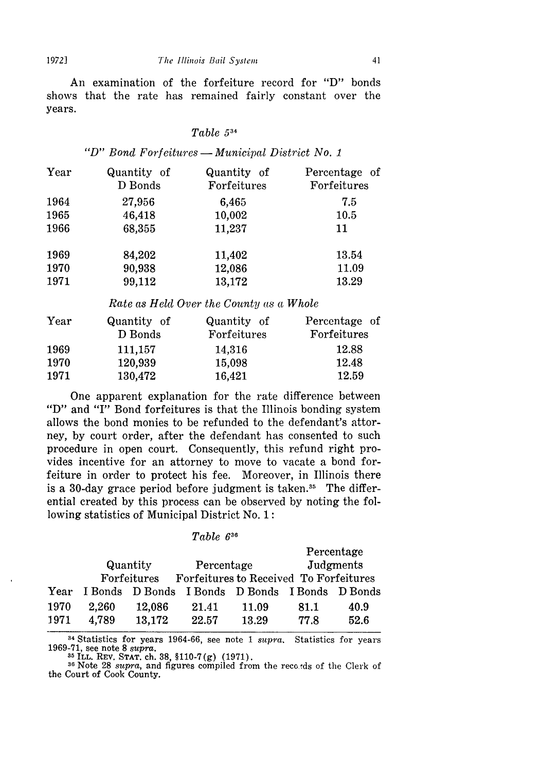An examination of the forfeiture record for "D" bonds shows that the rate has remained fairly constant over the years.

*Table 5*[34]

*"D" Bond Forfeitures — Municipal District No. 1*

| Year | Quantity of D Bonds | Quantity of Forfeitures | Percentage of Forfeitures |
|---|---|---|---|
| 1964 | 27,956 | 6,465 | 7.5 |
| 1965 | 46,418 | 10,002 | 10.5 |
| 1966 | 68,355 | 11,237 | 11 |
| 1969 | 84,202 | 11,402 | 13.54 |
| 1970 | 90,938 | 12,086 | 11.09 |
| 1971 | 99,112 | 13,172 | 13.29 |

*Rate as Held Over the County as a Whole*

| Year | Quantity of D Bonds | Quantity of Forfeitures | Percentage of Forfeitures |
|---|---|---|---|
| 1969 | 111,157 | 14,316 | 12.88 |
| 1970 | 120,939 | 15,098 | 12.48 |
| 1971 | 130,472 | 16,421 | 12.59 |

One apparent explanation for the rate difference between "D" and "I" Bond forfeitures is that the Illinois bonding system allows the bond monies to be refunded to the defendant's attorney, by court order, after the defendant has consented to such procedure in open court. Consequently, this refund right provides incentive for an attorney to move to vacate a bond forfeiture in order to protect his fee. Moreover, in Illinois there is a 30-day grace period before judgment is taken.[35] The differential created by this process can be observed by noting the following statistics of Municipal District No. 1:

*Table 6*[36]

| | Quantity Forfeitures | | Percentage Forfeitures to Received | | Percentage Judgments To Forfeitures | |
|---|---|---|---|---|---|---|
| Year | I Bonds | D Bonds | I Bonds | D Bonds | I Bonds | D Bonds |
| 1970 | 2,260 | 12,086 | 21.41 | 11.09 | 81.1 | 40.9 |
| 1971 | 4,789 | 13,172 | 22.57 | 13.29 | 77.8 | 52.6 |

[34] Statistics for years 1964-66, see note 1 *supra*. Statistics for years 1969-71, see note 8 *supra*.

[35] ILL. REV. STAT. ch. 38, §110-7(g) (1971).

[36] Note 28 *supra*, and figures compiled from the records of the Clerk of the Court of Cook County.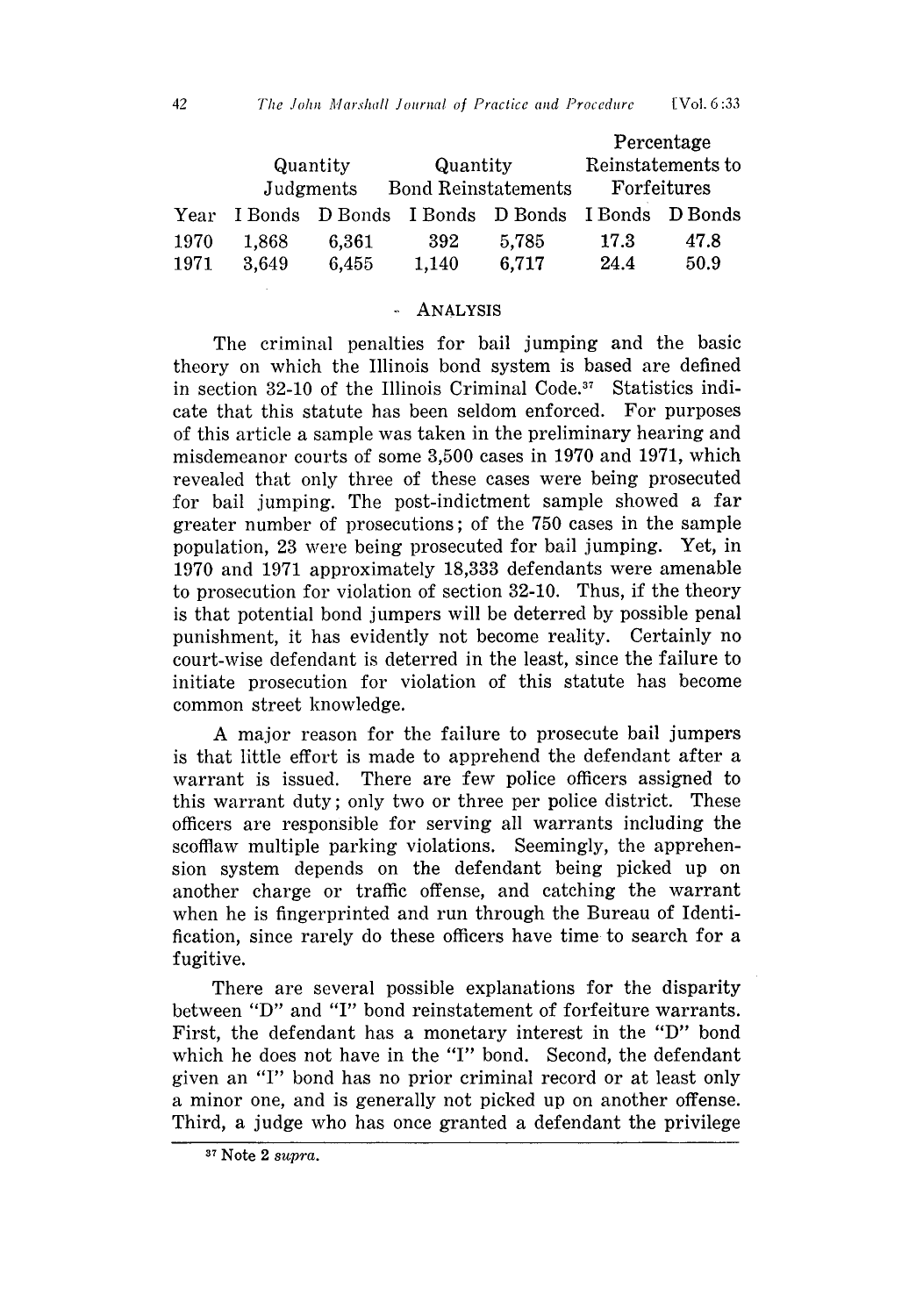| | Quantity Judgments | | Quantity Bond Reinstatements | | Percentage Reinstatements to Forfeitures | |
|---|---|---|---|---|---|---|
| Year | I Bonds | D Bonds | I Bonds | D Bonds | I Bonds | D Bonds |
| 1970 | 1,868 | 6,361 | 392 | 5,785 | 17.3 | 47.8 |
| 1971 | 3,649 | 6,455 | 1,140 | 6,717 | 24.4 | 50.9 |

## ANALYSIS

The criminal penalties for bail jumping and the basic theory on which the Illinois bond system is based are defined in section 32-10 of the Illinois Criminal Code.[37] Statistics indicate that this statute has been seldom enforced. For purposes of this article a sample was taken in the preliminary hearing and misdemeanor courts of some 3,500 cases in 1970 and 1971, which revealed that only three of these cases were being prosecuted for bail jumping. The post-indictment sample showed a far greater number of prosecutions; of the 750 cases in the sample population, 23 were being prosecuted for bail jumping. Yet, in 1970 and 1971 approximately 18,333 defendants were amenable to prosecution for violation of section 32-10. Thus, if the theory is that potential bond jumpers will be deterred by possible penal punishment, it has evidently not become reality. Certainly no court-wise defendant is deterred in the least, since the failure to initiate prosecution for violation of this statute has become common street knowledge.

A major reason for the failure to prosecute bail jumpers is that little effort is made to apprehend the defendant after a warrant is issued. There are few police officers assigned to this warrant duty; only two or three per police district. These officers are responsible for serving all warrants including the scofflaw multiple parking violations. Seemingly, the apprehension system depends on the defendant being picked up on another charge or traffic offense, and catching the warrant when he is fingerprinted and run through the Bureau of Identification, since rarely do these officers have time to search for a fugitive.

There are several possible explanations for the disparity between "D" and "I" bond reinstatement of forfeiture warrants. First, the defendant has a monetary interest in the "D" bond which he does not have in the "I" bond. Second, the defendant given an "I" bond has no prior criminal record or at least only a minor one, and is generally not picked up on another offense. Third, a judge who has once granted a defendant the privilege

---

[37] Note 2 *supra*.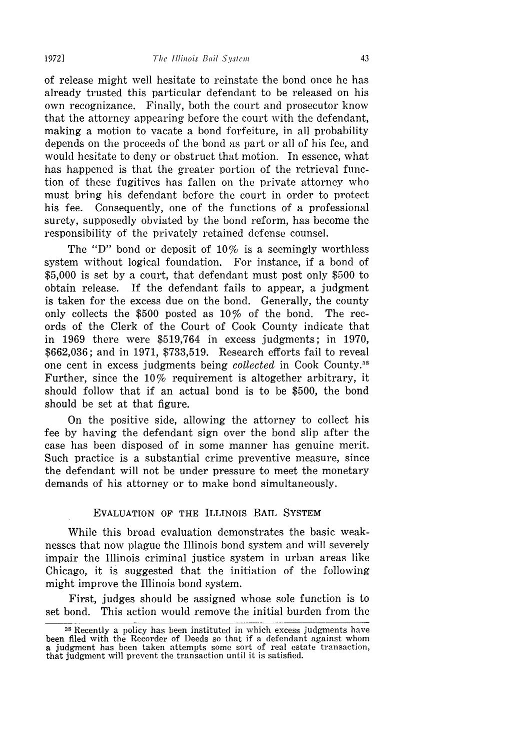of release might well hesitate to reinstate the bond once he has already trusted this particular defendant to be released on his own recognizance. Finally, both the court and prosecutor know that the attorney appearing before the court with the defendant, making a motion to vacate a bond forfeiture, in all probability depends on the proceeds of the bond as part or all of his fee, and would hesitate to deny or obstruct that motion. In essence, what has happened is that the greater portion of the retrieval function of these fugitives has fallen on the private attorney who must bring his defendant before the court in order to protect his fee. Consequently, one of the functions of a professional surety, supposedly obviated by the bond reform, has become the responsibility of the privately retained defense counsel.

The "D" bond or deposit of 10% is a seemingly worthless system without logical foundation. For instance, if a bond of $5,000 is set by a court, that defendant must post only $500 to obtain release. If the defendant fails to appear, a judgment is taken for the excess due on the bond. Generally, the county only collects the $500 posted as 10% of the bond. The records of the Clerk of the Court of Cook County indicate that in 1969 there were $519,764 in excess judgments; in 1970, $662,036; and in 1971, $733,519. Research efforts fail to reveal one cent in excess judgments being *collected* in Cook County.[38] Further, since the 10% requirement is altogether arbitrary, it should follow that if an actual bond is to be $500, the bond should be set at that figure.

On the positive side, allowing the attorney to collect his fee by having the defendant sign over the bond slip after the case has been disposed of in some manner has genuine merit. Such practice is a substantial crime preventive measure, since the defendant will not be under pressure to meet the monetary demands of his attorney or to make bond simultaneously.

## EVALUATION OF THE ILLINOIS BAIL SYSTEM

While this broad evaluation demonstrates the basic weaknesses that now plague the Illinois bond system and will severely impair the Illinois criminal justice system in urban areas like Chicago, it is suggested that the initiation of the following might improve the Illinois bond system.

First, judges should be assigned whose sole function is to set bond. This action would remove the initial burden from the

---

[38] Recently a policy has been instituted in which excess judgments have been filed with the Recorder of Deeds so that if a defendant against whom a judgment has been taken attempts some sort of real estate transaction, that judgment will prevent the transaction until it is satisfied.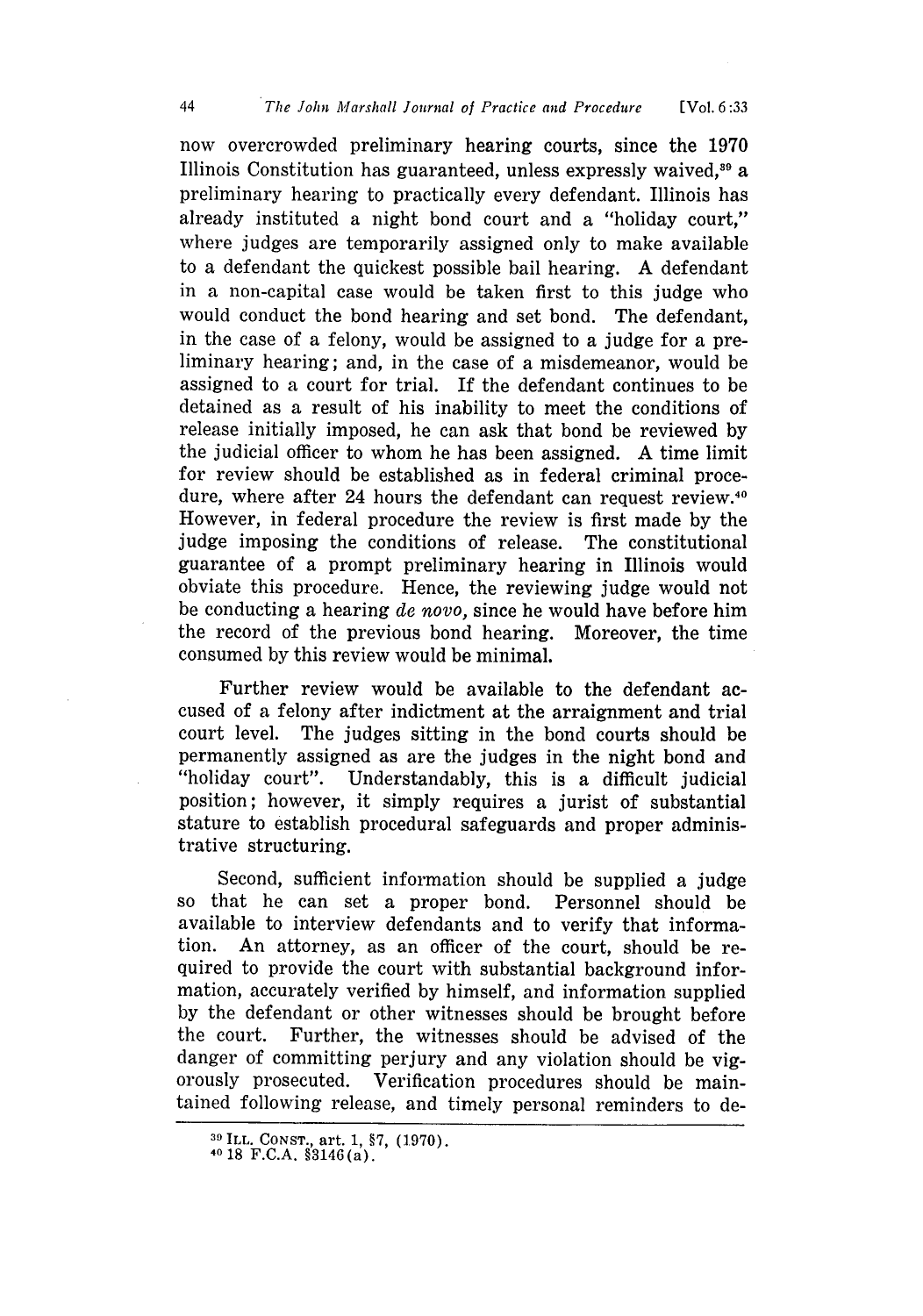now overcrowded preliminary hearing courts, since the 1970 Illinois Constitution has guaranteed, unless expressly waived,[39] a preliminary hearing to practically every defendant. Illinois has already instituted a night bond court and a "holiday court," where judges are temporarily assigned only to make available to a defendant the quickest possible bail hearing. A defendant in a non-capital case would be taken first to this judge who would conduct the bond hearing and set bond. The defendant, in the case of a felony, would be assigned to a judge for a preliminary hearing; and, in the case of a misdemeanor, would be assigned to a court for trial. If the defendant continues to be detained as a result of his inability to meet the conditions of release initially imposed, he can ask that bond be reviewed by the judicial officer to whom he has been assigned. A time limit for review should be established as in federal criminal procedure, where after 24 hours the defendant can request review.[40] However, in federal procedure the review is first made by the judge imposing the conditions of release. The constitutional guarantee of a prompt preliminary hearing in Illinois would obviate this procedure. Hence, the reviewing judge would not be conducting a hearing *de novo,* since he would have before him the record of the previous bond hearing. Moreover, the time consumed by this review would be minimal.

Further review would be available to the defendant accused of a felony after indictment at the arraignment and trial court level. The judges sitting in the bond courts should be permanently assigned as are the judges in the night bond and "holiday court". Understandably, this is a difficult judicial position; however, it simply requires a jurist of substantial stature to establish procedural safeguards and proper administrative structuring.

Second, sufficient information should be supplied a judge so that he can set a proper bond. Personnel should be available to interview defendants and to verify that information. An attorney, as an officer of the court, should be required to provide the court with substantial background information, accurately verified by himself, and information supplied by the defendant or other witnesses should be brought before the court. Further, the witnesses should be advised of the danger of committing perjury and any violation should be vigorously prosecuted. Verification procedures should be maintained following release, and timely personal reminders to de-

---

[39] ILL. CONST., art. 1, §7, (1970).

[40] 18 F.C.A. §3146(a).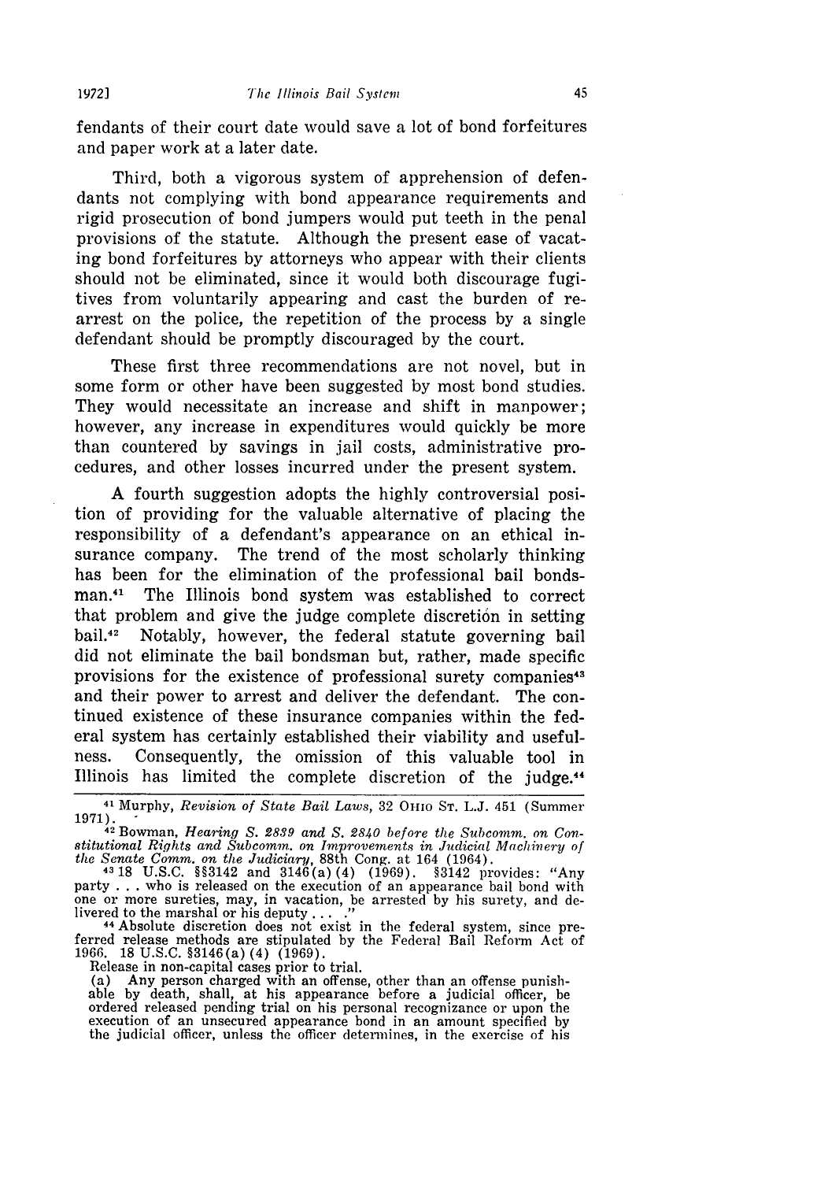fendants of their court date would save a lot of bond forfeitures and paper work at a later date.

Third, both a vigorous system of apprehension of defendants not complying with bond appearance requirements and rigid prosecution of bond jumpers would put teeth in the penal provisions of the statute. Although the present ease of vacating bond forfeitures by attorneys who appear with their clients should not be eliminated, since it would both discourage fugitives from voluntarily appearing and cast the burden of rearrest on the police, the repetition of the process by a single defendant should be promptly discouraged by the court.

These first three recommendations are not novel, but in some form or other have been suggested by most bond studies. They would necessitate an increase and shift in manpower; however, any increase in expenditures would quickly be more than countered by savings in jail costs, administrative procedures, and other losses incurred under the present system.

A fourth suggestion adopts the highly controversial position of providing for the valuable alternative of placing the responsibility of a defendant's appearance on an ethical insurance company. The trend of the most scholarly thinking has been for the elimination of the professional bail bondsman.[41] The Illinois bond system was established to correct that problem and give the judge complete discretion in setting bail.[42] Notably, however, the federal statute governing bail did not eliminate the bail bondsman but, rather, made specific provisions for the existence of professional surety companies[43] and their power to arrest and deliver the defendant. The continued existence of these insurance companies within the federal system has certainly established their viability and usefulness. Consequently, the omission of this valuable tool in Illinois has limited the complete discretion of the judge.[44]

---

[41] Murphy, *Revision of State Bail Laws*, 32 OHIO ST. L.J. 451 (Summer 1971).

[42] Bowman, *Hearing S. 2839 and S. 2840 before the Subcomm. on Constitutional Rights and Subcomm. on Improvements in Judicial Machinery of the Senate Comm. on the Judiciary*, 88th Cong. at 164 (1964).

[43] 18 U.S.C. §§3142 and 3146(a)(4) (1969). §3142 provides: "Any party . . . who is released on the execution of an appearance bail bond with one or more sureties, may, in vacation, be arrested by his surety, and delivered to the marshal or his deputy . . . ."

[44] Absolute discretion does not exist in the federal system, since preferred release methods are stipulated by the Federal Bail Reform Act of 1966. 18 U.S.C. §3146(a)(4) (1969).

Release in non-capital cases prior to trial.

(a) Any person charged with an offense, other than an offense punishable by death, shall, at his appearance before a judicial officer, be ordered released pending trial on his personal recognizance or upon the execution of an unsecured appearance bond in an amount specified by the judicial officer, unless the officer determines, in the exercise of his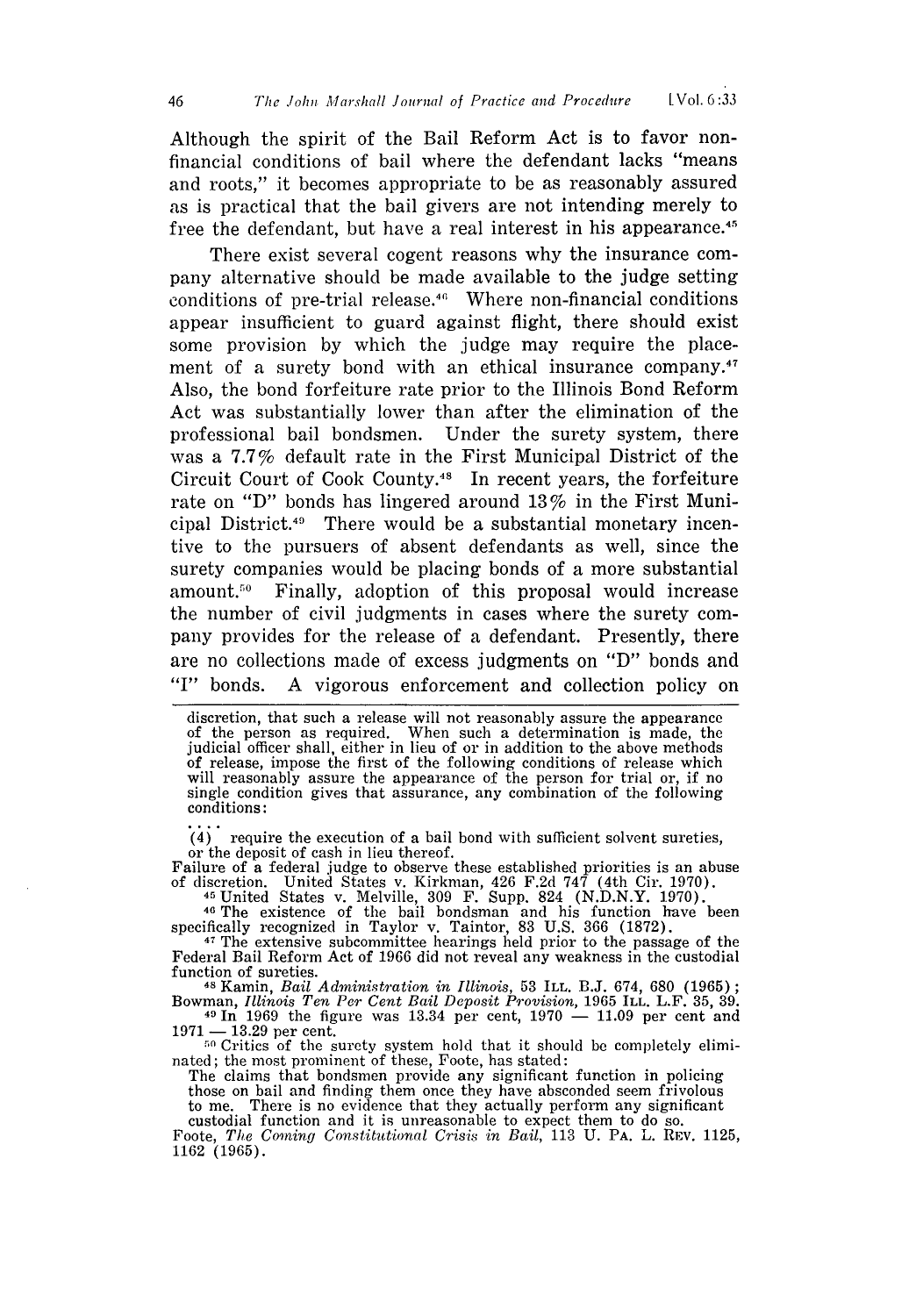Although the spirit of the Bail Reform Act is to favor non-financial conditions of bail where the defendant lacks "means and roots," it becomes appropriate to be as reasonably assured as is practical that the bail givers are not intending merely to free the defendant, but have a real interest in his appearance.[45]

There exist several cogent reasons why the insurance company alternative should be made available to the judge setting conditions of pre-trial release.[46] Where non-financial conditions appear insufficient to guard against flight, there should exist some provision by which the judge may require the placement of a surety bond with an ethical insurance company.[47] Also, the bond forfeiture rate prior to the Illinois Bond Reform Act was substantially lower than after the elimination of the professional bail bondsmen. Under the surety system, there was a 7.7% default rate in the First Municipal District of the Circuit Court of Cook County.[48] In recent years, the forfeiture rate on "D" bonds has lingered around 13% in the First Municipal District.[49] There would be a substantial monetary incentive to the pursuers of absent defendants as well, since the surety companies would be placing bonds of a more substantial amount.[50] Finally, adoption of this proposal would increase the number of civil judgments in cases where the surety company provides for the release of a defendant. Presently, there are no collections made of excess judgments on "D" bonds and "I" bonds. A vigorous enforcement and collection policy on

---

discretion, that such a release will not reasonably assure the appearance of the person as required. When such a determination is made, the judicial officer shall, either in lieu of or in addition to the above methods of release, impose the first of the following conditions of release which will reasonably assure the appearance of the person for trial or, if no single condition gives that assurance, any combination of the following conditions:

. . . .

(4) require the execution of a bail bond with sufficient solvent sureties, or the deposit of cash in lieu thereof.

Failure of a federal judge to observe these established priorities is an abuse of discretion. United States v. Kirkman, 426 F.2d 747 (4th Cir. 1970).

[45] United States v. Melville, 309 F. Supp. 824 (N.D.N.Y. 1970).

[46] The existence of the bail bondsman and his function have been specifically recognized in Taylor v. Taintor, 83 U.S. 366 (1872).

[47] The extensive subcommittee hearings held prior to the passage of the Federal Bail Reform Act of 1966 did not reveal any weakness in the custodial function of sureties.

[48] Kamin, *Bail Administration in Illinois*, 53 ILL. B.J. 674, 680 (1965); Bowman, *Illinois Ten Per Cent Bail Deposit Provision*, 1965 ILL. L.F. 35, 39.

[49] In 1969 the figure was 13.34 per cent, 1970 — 11.09 per cent and 1971 — 13.29 per cent.

[50] Critics of the surety system hold that it should be completely eliminated; the most prominent of these, Foote, has stated:

The claims that bondsmen provide any significant function in policing those on bail and finding them once they have absconded seem frivolous to me. There is no evidence that they actually perform any significant custodial function and it is unreasonable to expect them to do so.

Foote, *The Coming Constitutional Crisis in Bail*, 113 U. PA. L. REV. 1125, 1162 (1965).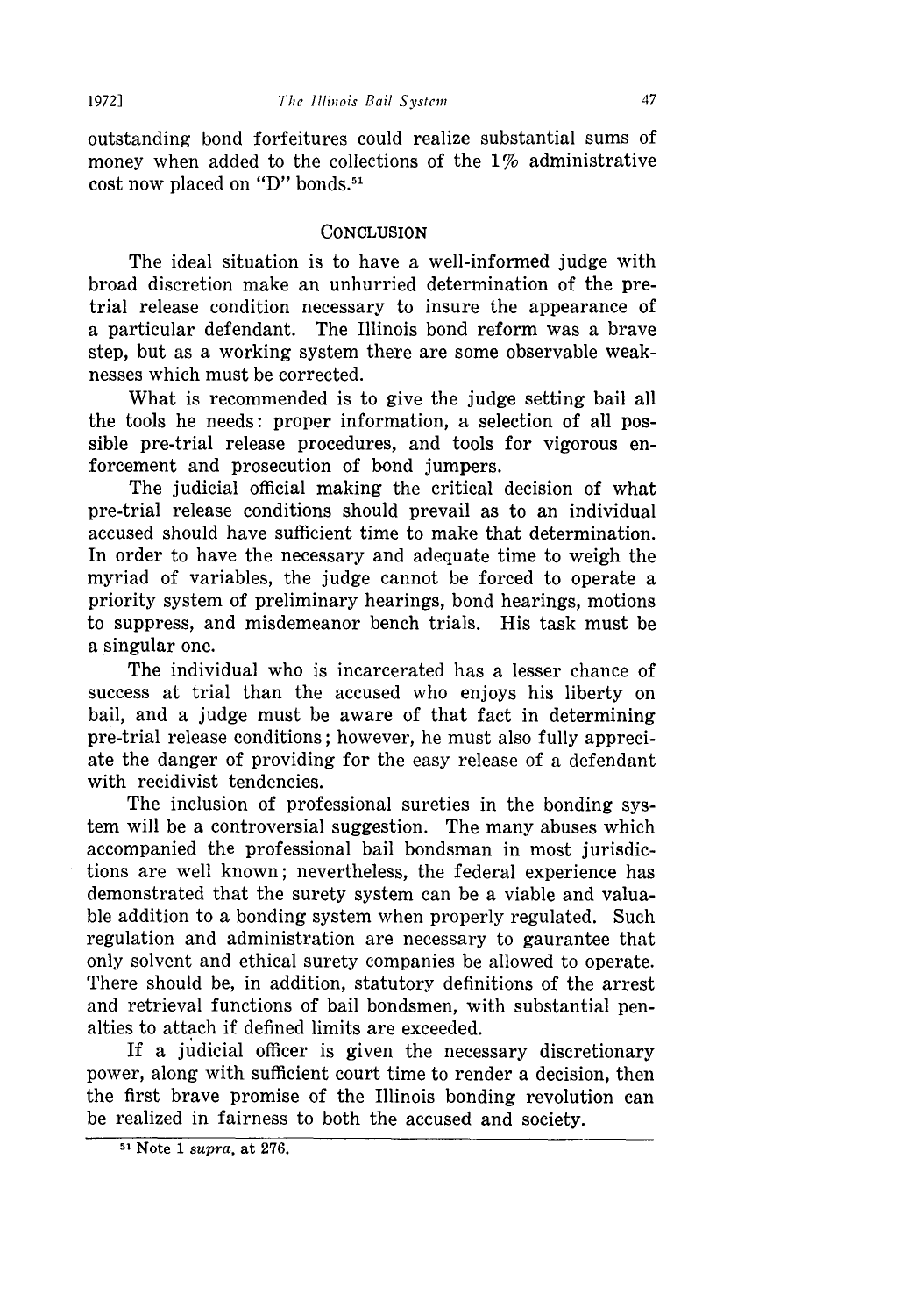outstanding bond forfeitures could realize substantial sums of money when added to the collections of the 1% administrative cost now placed on "D" bonds.[51]

## CONCLUSION

The ideal situation is to have a well-informed judge with broad discretion make an unhurried determination of the pre-trial release condition necessary to insure the appearance of a particular defendant. The Illinois bond reform was a brave step, but as a working system there are some observable weaknesses which must be corrected.

What is recommended is to give the judge setting bail all the tools he needs: proper information, a selection of all possible pre-trial release procedures, and tools for vigorous enforcement and prosecution of bond jumpers.

The judicial official making the critical decision of what pre-trial release conditions should prevail as to an individual accused should have sufficient time to make that determination. In order to have the necessary and adequate time to weigh the myriad of variables, the judge cannot be forced to operate a priority system of preliminary hearings, bond hearings, motions to suppress, and misdemeanor bench trials. His task must be a singular one.

The individual who is incarcerated has a lesser chance of success at trial than the accused who enjoys his liberty on bail, and a judge must be aware of that fact in determining pre-trial release conditions; however, he must also fully appreciate the danger of providing for the easy release of a defendant with recidivist tendencies.

The inclusion of professional sureties in the bonding system will be a controversial suggestion. The many abuses which accompanied the professional bail bondsman in most jurisdictions are well known; nevertheless, the federal experience has demonstrated that the surety system can be a viable and valuable addition to a bonding system when properly regulated. Such regulation and administration are necessary to gaurantee that only solvent and ethical surety companies be allowed to operate. There should be, in addition, statutory definitions of the arrest and retrieval functions of bail bondsmen, with substantial penalties to attach if defined limits are exceeded.

If a judicial officer is given the necessary discretionary power, along with sufficient court time to render a decision, then the first brave promise of the Illinois bonding revolution can be realized in fairness to both the accused and society.

---

[51] Note 1 *supra*, at 276.